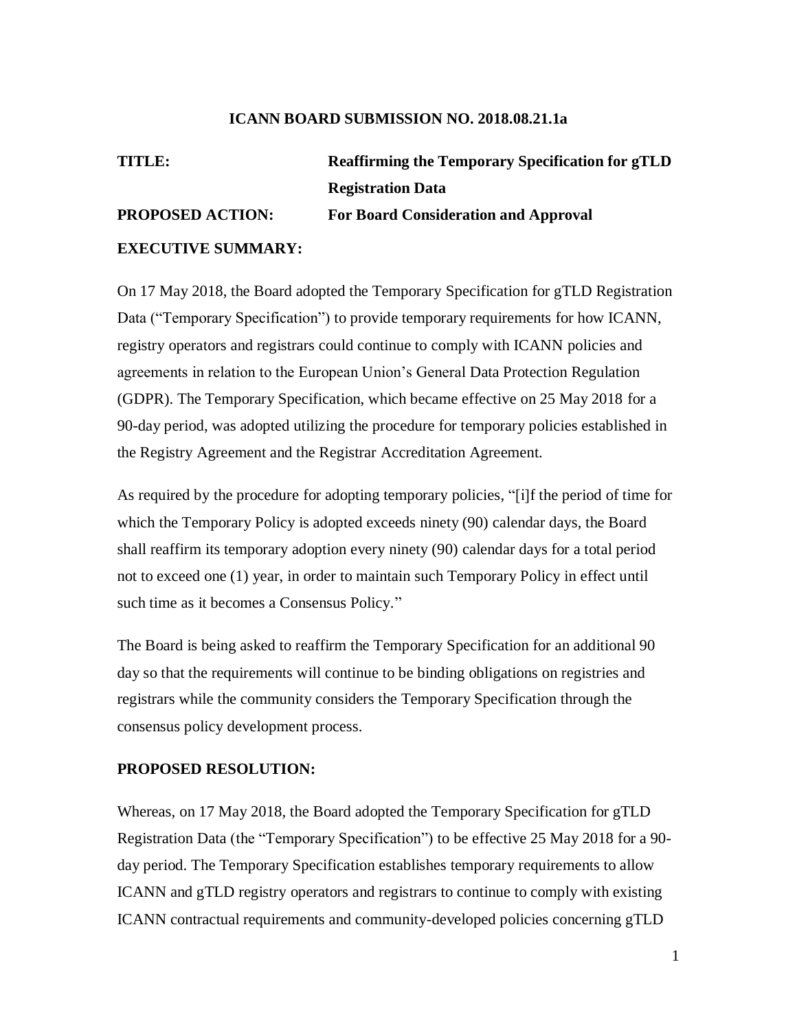**ICANN BOARD SUBMISSION NO. 2018.08.21.1a**

**TITLE:** **Reaffirming the Temporary Specification for gTLD Registration Data**

**PROPOSED ACTION:** **For Board Consideration and Approval**

**EXECUTIVE SUMMARY:**

On 17 May 2018, the Board adopted the Temporary Specification for gTLD Registration Data ("Temporary Specification") to provide temporary requirements for how ICANN, registry operators and registrars could continue to comply with ICANN policies and agreements in relation to the European Union's General Data Protection Regulation (GDPR). The Temporary Specification, which became effective on 25 May 2018 for a 90-day period, was adopted utilizing the procedure for temporary policies established in the Registry Agreement and the Registrar Accreditation Agreement.

As required by the procedure for adopting temporary policies, "[i]f the period of time for which the Temporary Policy is adopted exceeds ninety (90) calendar days, the Board shall reaffirm its temporary adoption every ninety (90) calendar days for a total period not to exceed one (1) year, in order to maintain such Temporary Policy in effect until such time as it becomes a Consensus Policy."

The Board is being asked to reaffirm the Temporary Specification for an additional 90 day so that the requirements will continue to be binding obligations on registries and registrars while the community considers the Temporary Specification through the consensus policy development process.

**PROPOSED RESOLUTION:**

Whereas, on 17 May 2018, the Board adopted the Temporary Specification for gTLD Registration Data (the "Temporary Specification") to be effective 25 May 2018 for a 90-day period. The Temporary Specification establishes temporary requirements to allow ICANN and gTLD registry operators and registrars to continue to comply with existing ICANN contractual requirements and community-developed policies concerning gTLD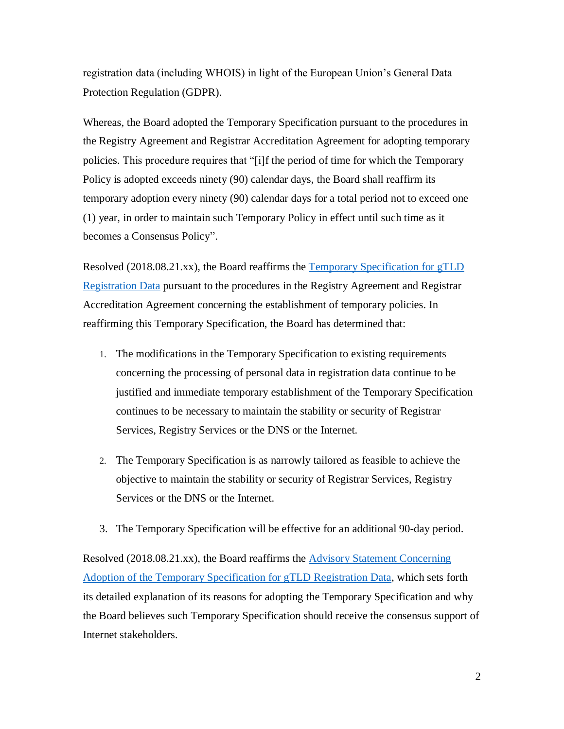registration data (including WHOIS) in light of the European Union's General Data Protection Regulation (GDPR).

Whereas, the Board adopted the Temporary Specification pursuant to the procedures in the Registry Agreement and Registrar Accreditation Agreement for adopting temporary policies. This procedure requires that "[i]f the period of time for which the Temporary Policy is adopted exceeds ninety (90) calendar days, the Board shall reaffirm its temporary adoption every ninety (90) calendar days for a total period not to exceed one (1) year, in order to maintain such Temporary Policy in effect until such time as it becomes a Consensus Policy".

Resolved (2018.08.21.xx), the Board reaffirms the Temporary Specification for gTLD Registration Data pursuant to the procedures in the Registry Agreement and Registrar Accreditation Agreement concerning the establishment of temporary policies. In reaffirming this Temporary Specification, the Board has determined that:

1. The modifications in the Temporary Specification to existing requirements concerning the processing of personal data in registration data continue to be justified and immediate temporary establishment of the Temporary Specification continues to be necessary to maintain the stability or security of Registrar Services, Registry Services or the DNS or the Internet.
2. The Temporary Specification is as narrowly tailored as feasible to achieve the objective to maintain the stability or security of Registrar Services, Registry Services or the DNS or the Internet.
3. The Temporary Specification will be effective for an additional 90-day period.

Resolved (2018.08.21.xx), the Board reaffirms the Advisory Statement Concerning Adoption of the Temporary Specification for gTLD Registration Data, which sets forth its detailed explanation of its reasons for adopting the Temporary Specification and why the Board believes such Temporary Specification should receive the consensus support of Internet stakeholders.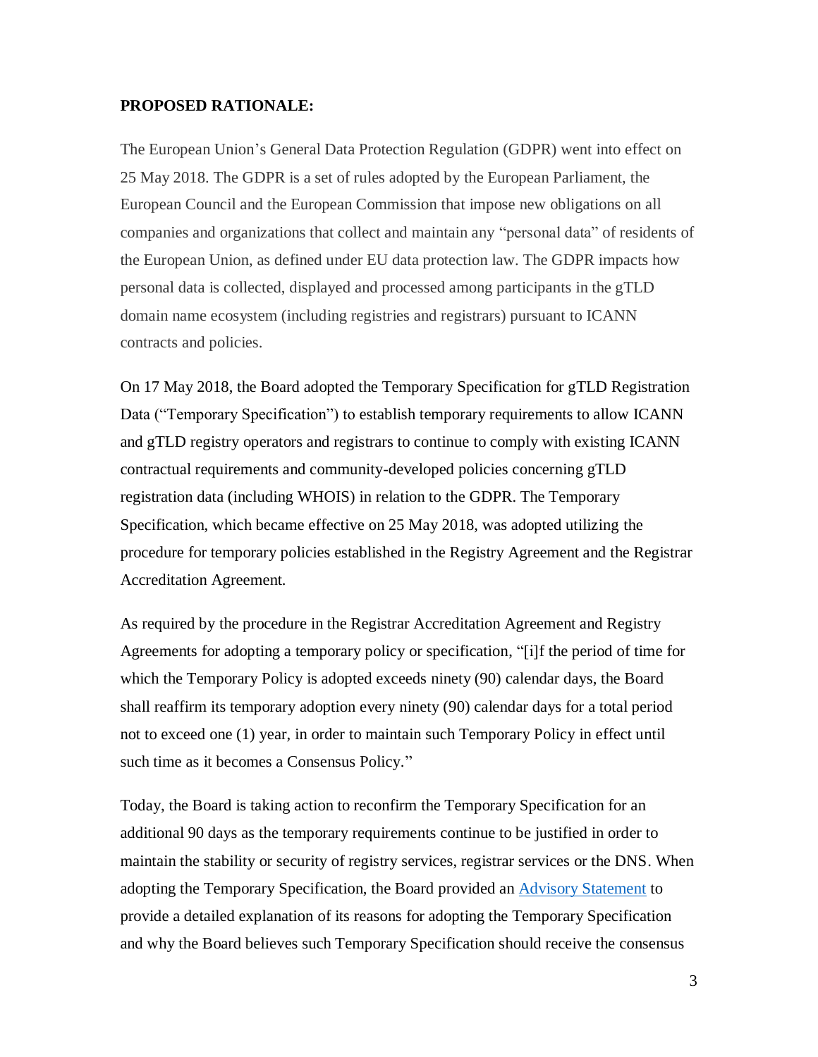**PROPOSED RATIONALE:**

The European Union's General Data Protection Regulation (GDPR) went into effect on 25 May 2018. The GDPR is a set of rules adopted by the European Parliament, the European Council and the European Commission that impose new obligations on all companies and organizations that collect and maintain any "personal data" of residents of the European Union, as defined under EU data protection law. The GDPR impacts how personal data is collected, displayed and processed among participants in the gTLD domain name ecosystem (including registries and registrars) pursuant to ICANN contracts and policies.

On 17 May 2018, the Board adopted the Temporary Specification for gTLD Registration Data ("Temporary Specification") to establish temporary requirements to allow ICANN and gTLD registry operators and registrars to continue to comply with existing ICANN contractual requirements and community-developed policies concerning gTLD registration data (including WHOIS) in relation to the GDPR. The Temporary Specification, which became effective on 25 May 2018, was adopted utilizing the procedure for temporary policies established in the Registry Agreement and the Registrar Accreditation Agreement.

As required by the procedure in the Registrar Accreditation Agreement and Registry Agreements for adopting a temporary policy or specification, "[i]f the period of time for which the Temporary Policy is adopted exceeds ninety (90) calendar days, the Board shall reaffirm its temporary adoption every ninety (90) calendar days for a total period not to exceed one (1) year, in order to maintain such Temporary Policy in effect until such time as it becomes a Consensus Policy."

Today, the Board is taking action to reconfirm the Temporary Specification for an additional 90 days as the temporary requirements continue to be justified in order to maintain the stability or security of registry services, registrar services or the DNS. When adopting the Temporary Specification, the Board provided an Advisory Statement to provide a detailed explanation of its reasons for adopting the Temporary Specification and why the Board believes such Temporary Specification should receive the consensus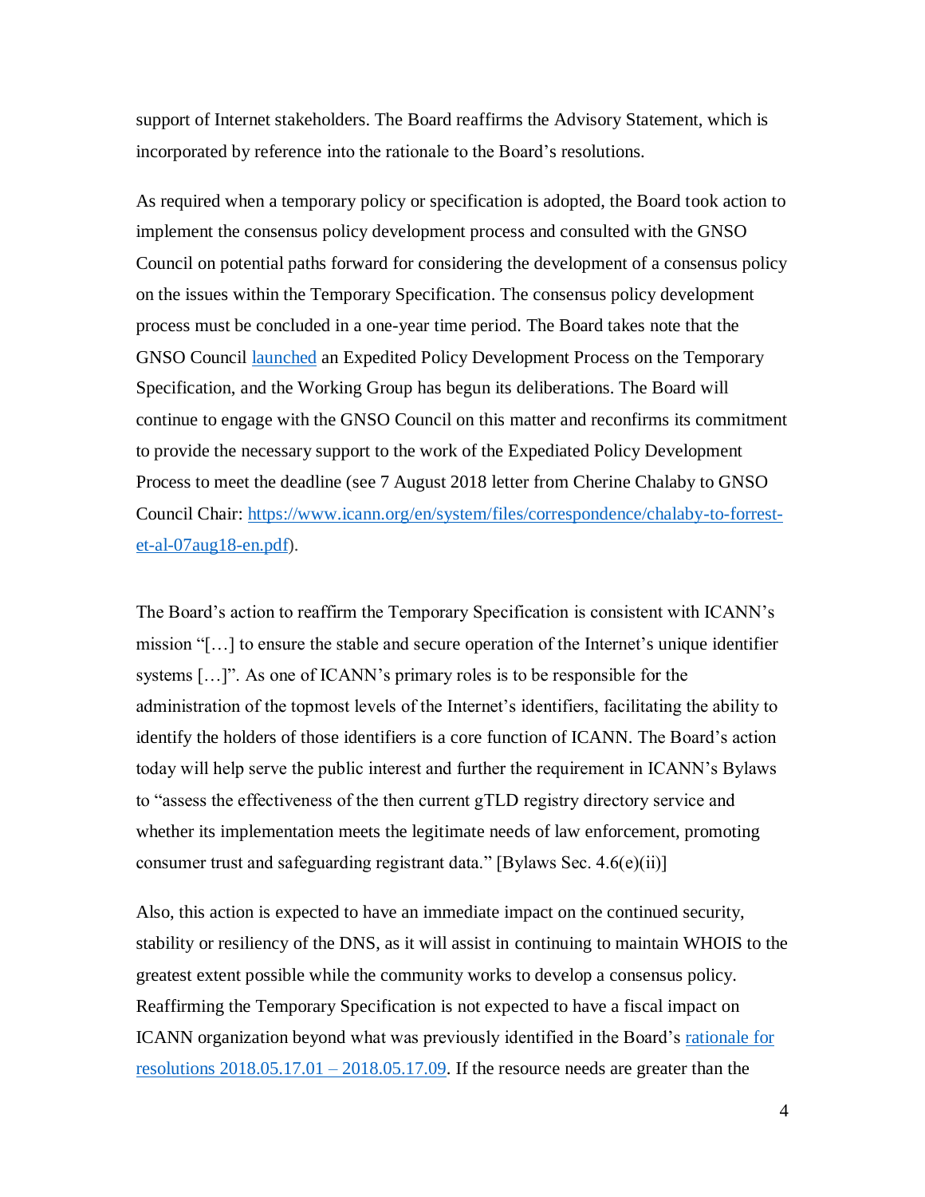support of Internet stakeholders. The Board reaffirms the Advisory Statement, which is incorporated by reference into the rationale to the Board's resolutions.

As required when a temporary policy or specification is adopted, the Board took action to implement the consensus policy development process and consulted with the GNSO Council on potential paths forward for considering the development of a consensus policy on the issues within the Temporary Specification. The consensus policy development process must be concluded in a one-year time period. The Board takes note that the GNSO Council launched an Expedited Policy Development Process on the Temporary Specification, and the Working Group has begun its deliberations. The Board will continue to engage with the GNSO Council on this matter and reconfirms its commitment to provide the necessary support to the work of the Expediated Policy Development Process to meet the deadline (see 7 August 2018 letter from Cherine Chalaby to GNSO Council Chair: https://www.icann.org/en/system/files/correspondence/chalaby-to-forrest-et-al-07aug18-en.pdf).

The Board's action to reaffirm the Temporary Specification is consistent with ICANN's mission "[…] to ensure the stable and secure operation of the Internet's unique identifier systems […]". As one of ICANN's primary roles is to be responsible for the administration of the topmost levels of the Internet's identifiers, facilitating the ability to identify the holders of those identifiers is a core function of ICANN. The Board's action today will help serve the public interest and further the requirement in ICANN's Bylaws to "assess the effectiveness of the then current gTLD registry directory service and whether its implementation meets the legitimate needs of law enforcement, promoting consumer trust and safeguarding registrant data." [Bylaws Sec. 4.6(e)(ii)]

Also, this action is expected to have an immediate impact on the continued security, stability or resiliency of the DNS, as it will assist in continuing to maintain WHOIS to the greatest extent possible while the community works to develop a consensus policy. Reaffirming the Temporary Specification is not expected to have a fiscal impact on ICANN organization beyond what was previously identified in the Board's rationale for resolutions 2018.05.17.01 – 2018.05.17.09. If the resource needs are greater than the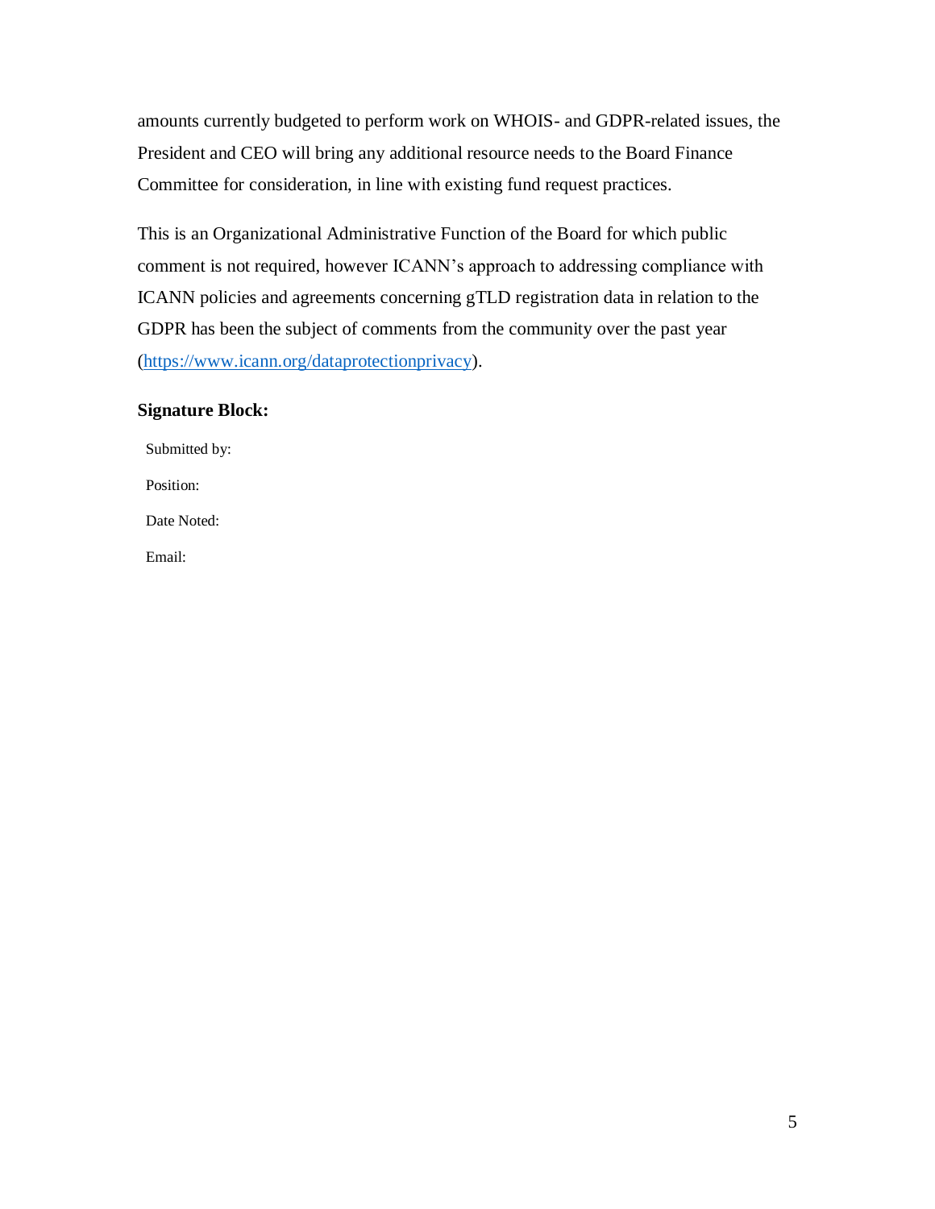amounts currently budgeted to perform work on WHOIS- and GDPR-related issues, the President and CEO will bring any additional resource needs to the Board Finance Committee for consideration, in line with existing fund request practices.

This is an Organizational Administrative Function of the Board for which public comment is not required, however ICANN's approach to addressing compliance with ICANN policies and agreements concerning gTLD registration data in relation to the GDPR has been the subject of comments from the community over the past year (https://www.icann.org/dataprotectionprivacy).

**Signature Block:**

Submitted by:

Position:

Date Noted:

Email: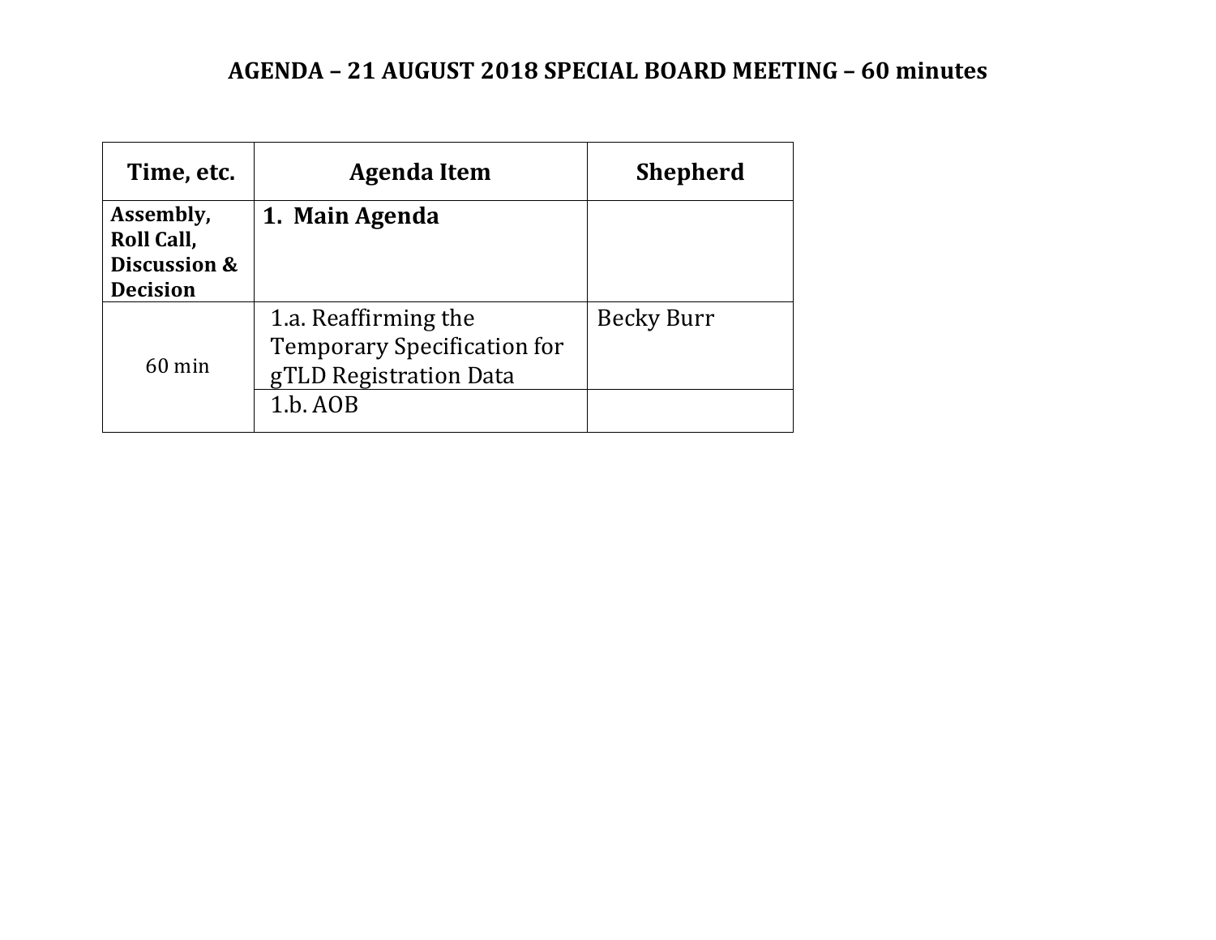# AGENDA – 21 AUGUST 2018 SPECIAL BOARD MEETING – 60 minutes

| Time, etc. | Agenda Item | Shepherd |
|---|---|---|
| **Assembly, Roll Call, Discussion & Decision** | **1. Main Agenda** | |
| 60 min | 1.a. Reaffirming the Temporary Specification for gTLD Registration Data | Becky Burr |
| | 1.b. AOB | |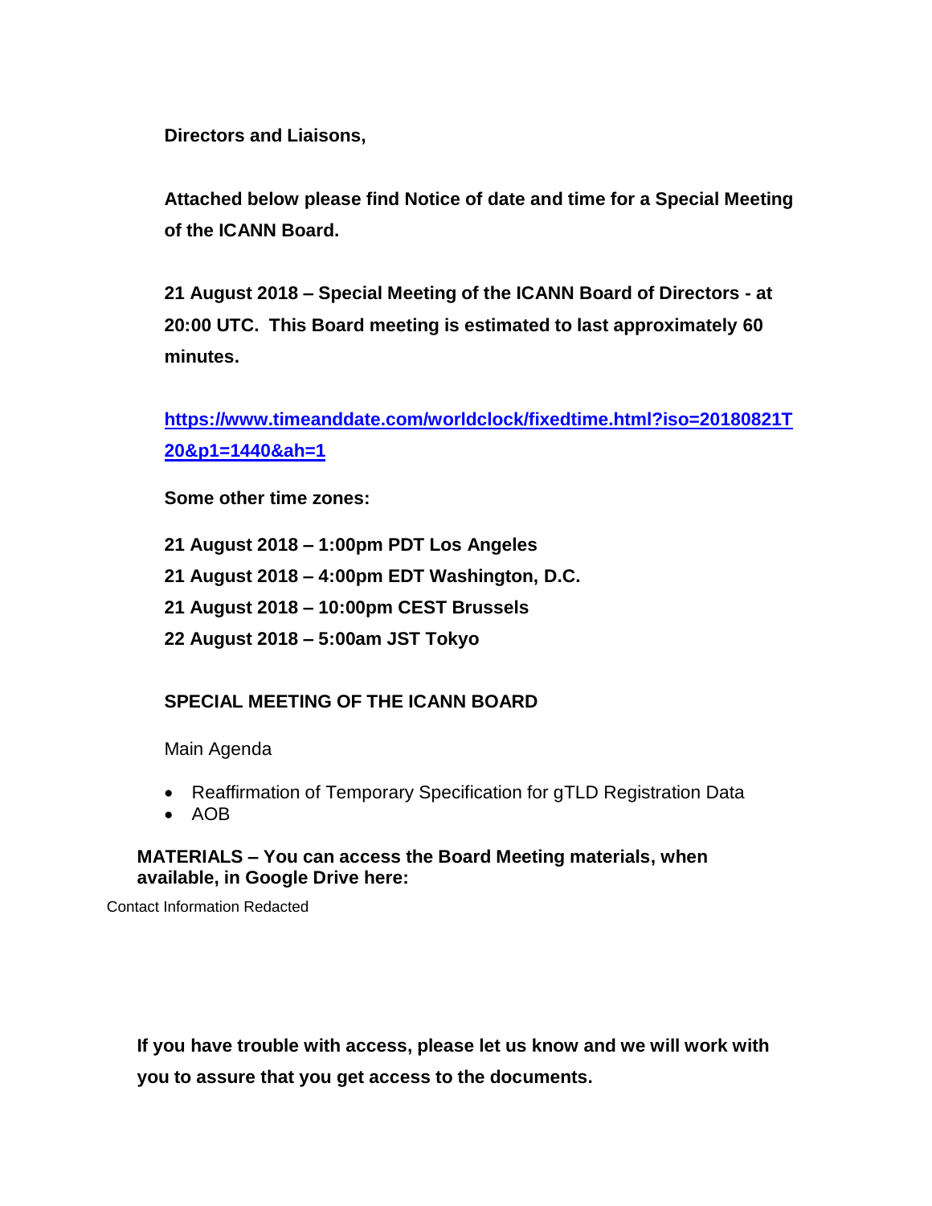**Directors and Liaisons,**

**Attached below please find Notice of date and time for a Special Meeting of the ICANN Board.**

**21 August 2018 – Special Meeting of the ICANN Board of Directors - at 20:00 UTC. This Board meeting is estimated to last approximately 60 minutes.**

**https://www.timeanddate.com/worldclock/fixedtime.html?iso=20180821T20&p1=1440&ah=1**

**Some other time zones:**

**21 August 2018 – 1:00pm PDT Los Angeles**
**21 August 2018 – 4:00pm EDT Washington, D.C.**
**21 August 2018 – 10:00pm CEST Brussels**
**22 August 2018 – 5:00am JST Tokyo**

**SPECIAL MEETING OF THE ICANN BOARD**

Main Agenda

- Reaffirmation of Temporary Specification for gTLD Registration Data
- AOB

**MATERIALS – You can access the Board Meeting materials, when available, in Google Drive here:**

Contact Information Redacted

**If you have trouble with access, please let us know and we will work with you to assure that you get access to the documents.**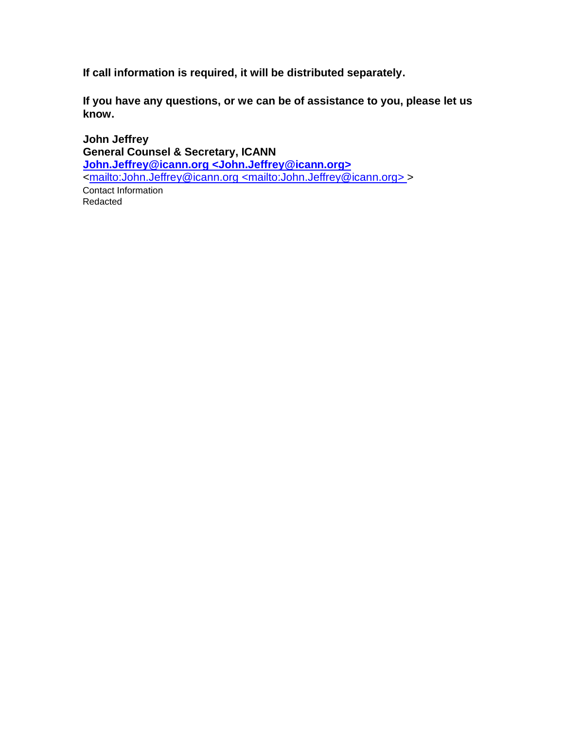**If call information is required, it will be distributed separately.**

**If you have any questions, or we can be of assistance to you, please let us know.**

**John Jeffrey**
**General Counsel & Secretary, ICANN**
**John.Jeffrey@icann.org <John.Jeffrey@icann.org>**
<mailto:John.Jeffrey@icann.org <mailto:John.Jeffrey@icann.org> >
Contact Information
Redacted